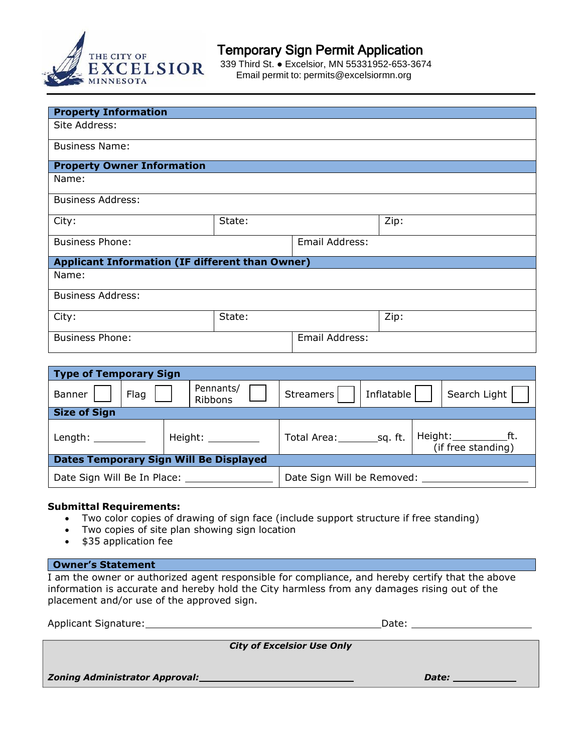THE CITY OF EXCELSIOR MINNESOTA

# Temporary Sign Permit Application

339 Third St. ● Excelsior, MN 55331952-653-3674
Email permit to: permits@excelsiormn.org

| **Property Information** | | |
|---|---|---|
| Site Address: | | |
| Business Name: | | |
| **Property Owner Information** | | |
| Name: | | |
| Business Address: | | |
| City: | State: | Zip: |
| Business Phone: | Email Address: | |
| **Applicant Information (IF different than Owner)** | | |
| Name: | | |
| Business Address: | | |
| City: | State: | Zip: |
| Business Phone: | Email Address: | |

| **Type of Temporary Sign** | | | | | |
|---|---|---|---|---|---|
| Banner ☐ | Flag ☐ | Pennants/ Ribbons ☐ | Streamers ☐ | Inflatable ☐ | Search Light ☐ |
| **Size of Sign** | | | | | |
| Length: ________ | Height: ________ | Total Area:_______sq. ft. | Height:__________ft. (if free standing) | | |
| **Dates Temporary Sign Will Be Displayed** | | | | | |
| Date Sign Will Be In Place: ____________ | | Date Sign Will be Removed: ____________ | | | |

**Submittal Requirements:**

- Two color copies of drawing of sign face (include support structure if free standing)
- Two copies of site plan showing sign location
- $35 application fee

**Owner's Statement**

I am the owner or authorized agent responsible for compliance, and hereby certify that the above information is accurate and hereby hold the City harmless from any damages rising out of the placement and/or use of the approved sign.

Applicant Signature:________________________________________ Date: ____________________

***City of Excelsior Use Only***

***Zoning Administrator Approval:***________________________ ***Date:*** __________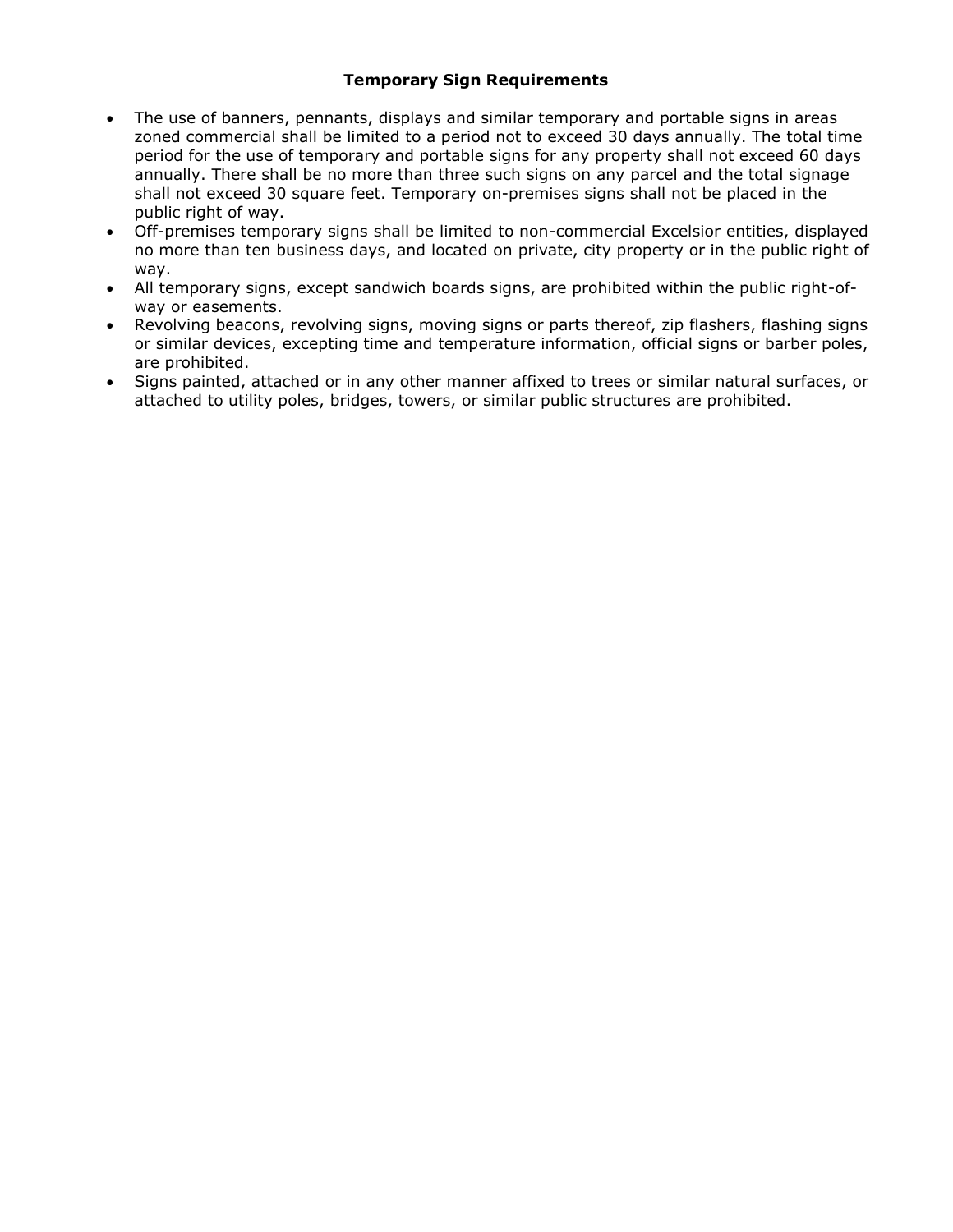**Temporary Sign Requirements**

- The use of banners, pennants, displays and similar temporary and portable signs in areas zoned commercial shall be limited to a period not to exceed 30 days annually. The total time period for the use of temporary and portable signs for any property shall not exceed 60 days annually. There shall be no more than three such signs on any parcel and the total signage shall not exceed 30 square feet. Temporary on-premises signs shall not be placed in the public right of way.
- Off-premises temporary signs shall be limited to non-commercial Excelsior entities, displayed no more than ten business days, and located on private, city property or in the public right of way.
- All temporary signs, except sandwich boards signs, are prohibited within the public right-of-way or easements.
- Revolving beacons, revolving signs, moving signs or parts thereof, zip flashers, flashing signs or similar devices, excepting time and temperature information, official signs or barber poles, are prohibited.
- Signs painted, attached or in any other manner affixed to trees or similar natural surfaces, or attached to utility poles, bridges, towers, or similar public structures are prohibited.